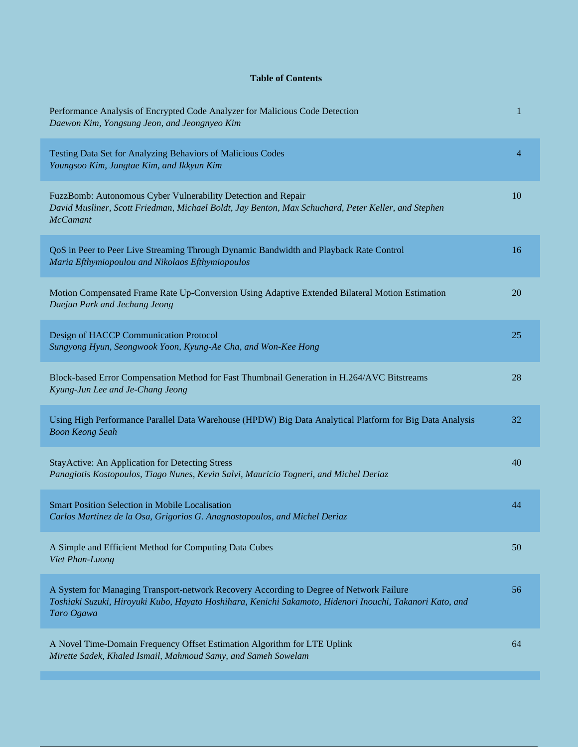**Table of Contents**

| | |
|---|---|
| Performance Analysis of Encrypted Code Analyzer for Malicious Code Detection<br>*Daewon Kim, Yongsung Jeon, and Jeongnyeo Kim* | 1 |
| Testing Data Set for Analyzing Behaviors of Malicious Codes<br>*Youngsoo Kim, Jungtae Kim, and Ikkyun Kim* | 4 |
| FuzzBomb: Autonomous Cyber Vulnerability Detection and Repair<br>*David Musliner, Scott Friedman, Michael Boldt, Jay Benton, Max Schuchard, Peter Keller, and Stephen McCamant* | 10 |
| QoS in Peer to Peer Live Streaming Through Dynamic Bandwidth and Playback Rate Control<br>*Maria Efthymiopoulou and Nikolaos Efthymiopoulos* | 16 |
| Motion Compensated Frame Rate Up-Conversion Using Adaptive Extended Bilateral Motion Estimation<br>*Daejun Park and Jechang Jeong* | 20 |
| Design of HACCP Communication Protocol<br>*Sungyong Hyun, Seongwook Yoon, Kyung-Ae Cha, and Won-Kee Hong* | 25 |
| Block-based Error Compensation Method for Fast Thumbnail Generation in H.264/AVC Bitstreams<br>*Kyung-Jun Lee and Je-Chang Jeong* | 28 |
| Using High Performance Parallel Data Warehouse (HPDW) Big Data Analytical Platform for Big Data Analysis<br>*Boon Keong Seah* | 32 |
| StayActive: An Application for Detecting Stress<br>*Panagiotis Kostopoulos, Tiago Nunes, Kevin Salvi, Mauricio Togneri, and Michel Deriaz* | 40 |
| Smart Position Selection in Mobile Localisation<br>*Carlos Martinez de la Osa, Grigorios G. Anagnostopoulos, and Michel Deriaz* | 44 |
| A Simple and Efficient Method for Computing Data Cubes<br>*Viet Phan-Luong* | 50 |
| A System for Managing Transport-network Recovery According to Degree of Network Failure<br>*Toshiaki Suzuki, Hiroyuki Kubo, Hayato Hoshihara, Kenichi Sakamoto, Hidenori Inouchi, Takanori Kato, and Taro Ogawa* | 56 |
| A Novel Time-Domain Frequency Offset Estimation Algorithm for LTE Uplink<br>*Mirette Sadek, Khaled Ismail, Mahmoud Samy, and Sameh Sowelam* | 64 |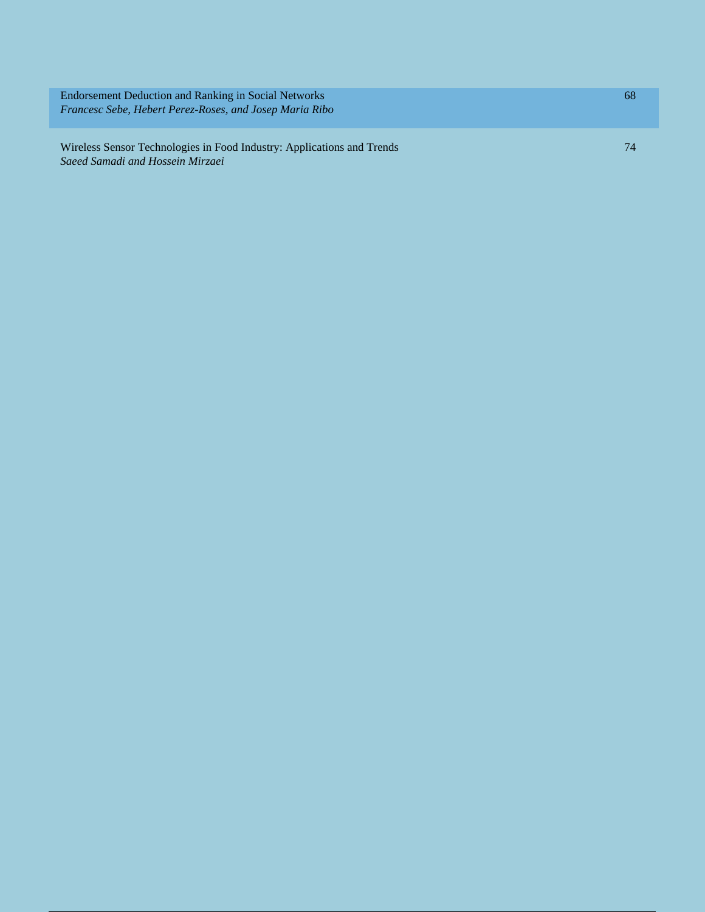Endorsement Deduction and Ranking in Social Networks 68
*Francesc Sebe, Hebert Perez-Roses, and Josep Maria Ribo*

Wireless Sensor Technologies in Food Industry: Applications and Trends 74
*Saeed Samadi and Hossein Mirzaei*